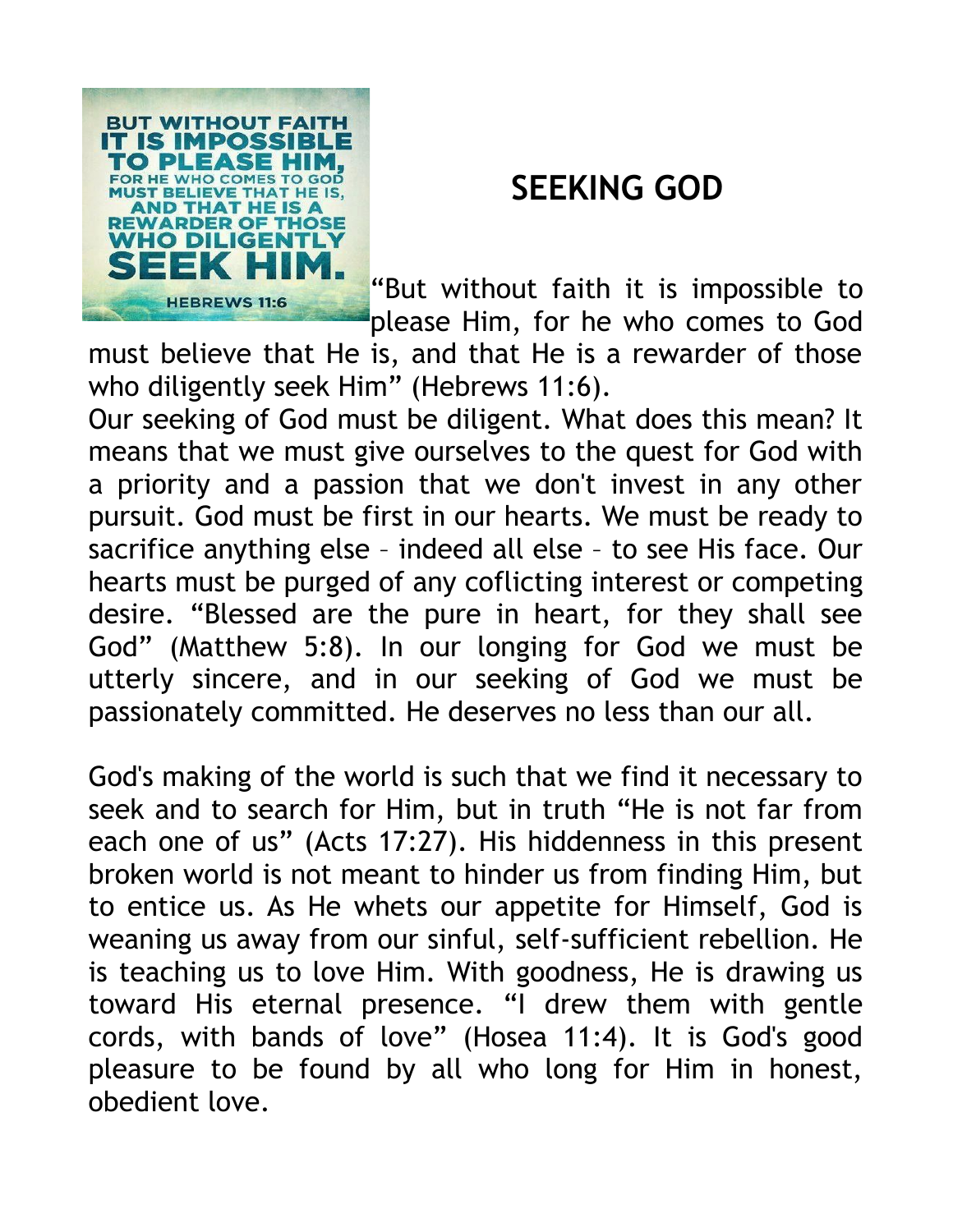# SEEKING GOD

"But without faith it is impossible to please Him, for he who comes to God must believe that He is, and that He is a rewarder of those who diligently seek Him" (Hebrews 11:6).

Our seeking of God must be diligent. What does this mean? It means that we must give ourselves to the quest for God with a priority and a passion that we don't invest in any other pursuit. God must be first in our hearts. We must be ready to sacrifice anything else – indeed all else – to see His face. Our hearts must be purged of any coflicting interest or competing desire. "Blessed are the pure in heart, for they shall see God" (Matthew 5:8). In our longing for God we must be utterly sincere, and in our seeking of God we must be passionately committed. He deserves no less than our all.

God's making of the world is such that we find it necessary to seek and to search for Him, but in truth "He is not far from each one of us" (Acts 17:27). His hiddenness in this present broken world is not meant to hinder us from finding Him, but to entice us. As He whets our appetite for Himself, God is weaning us away from our sinful, self-sufficient rebellion. He is teaching us to love Him. With goodness, He is drawing us toward His eternal presence. "I drew them with gentle cords, with bands of love" (Hosea 11:4). It is God's good pleasure to be found by all who long for Him in honest, obedient love.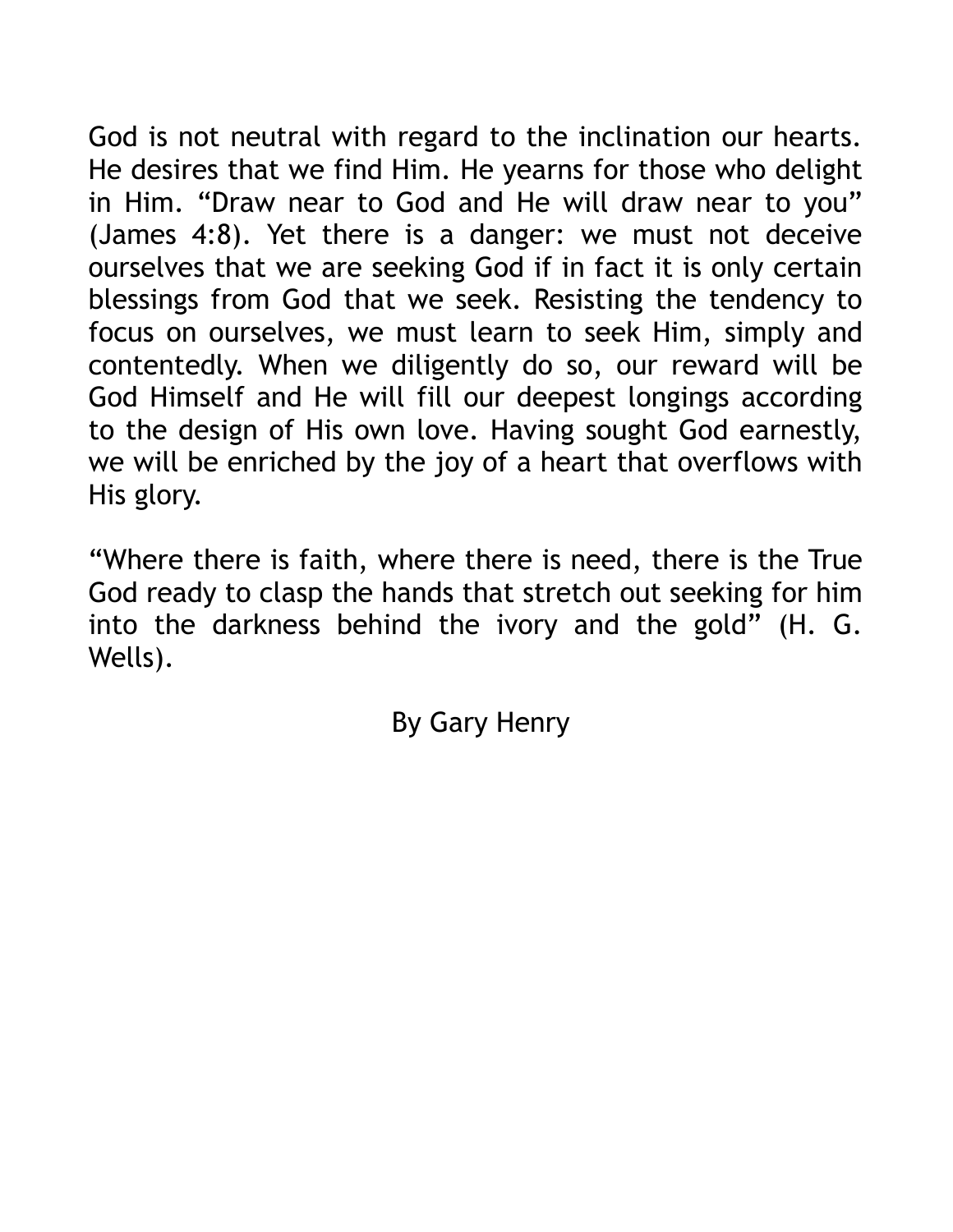God is not neutral with regard to the inclination our hearts. He desires that we find Him. He yearns for those who delight in Him. "Draw near to God and He will draw near to you" (James 4:8). Yet there is a danger: we must not deceive ourselves that we are seeking God if in fact it is only certain blessings from God that we seek. Resisting the tendency to focus on ourselves, we must learn to seek Him, simply and contentedly. When we diligently do so, our reward will be God Himself and He will fill our deepest longings according to the design of His own love. Having sought God earnestly, we will be enriched by the joy of a heart that overflows with His glory.

"Where there is faith, where there is need, there is the True God ready to clasp the hands that stretch out seeking for him into the darkness behind the ivory and the gold" (H. G. Wells).

By Gary Henry